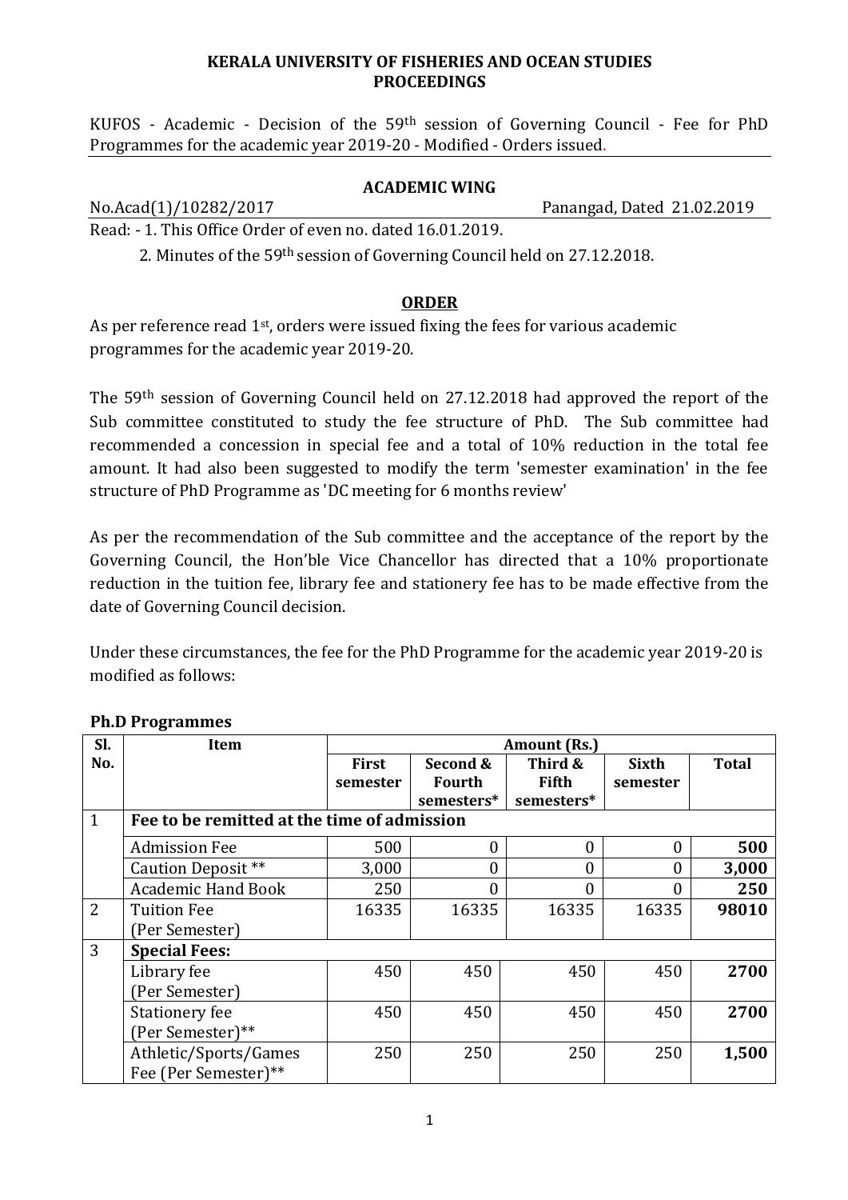**KERALA UNIVERSITY OF FISHERIES AND OCEAN STUDIES**
**PROCEEDINGS**

KUFOS - Academic - Decision of the 59th session of Governing Council - Fee for PhD Programmes for the academic year 2019-20 - Modified - Orders issued.

**ACADEMIC WING**

No.Acad(1)/10282/2017 Panangad, Dated 21.02.2019

Read: - 1. This Office Order of even no. dated 16.01.2019.

2. Minutes of the 59th session of Governing Council held on 27.12.2018.

**ORDER**

As per reference read 1st, orders were issued fixing the fees for various academic programmes for the academic year 2019-20.

The 59th session of Governing Council held on 27.12.2018 had approved the report of the Sub committee constituted to study the fee structure of PhD. The Sub committee had recommended a concession in special fee and a total of 10% reduction in the total fee amount. It had also been suggested to modify the term 'semester examination' in the fee structure of PhD Programme as 'DC meeting for 6 months review'

As per the recommendation of the Sub committee and the acceptance of the report by the Governing Council, the Hon'ble Vice Chancellor has directed that a 10% proportionate reduction in the tuition fee, library fee and stationery fee has to be made effective from the date of Governing Council decision.

Under these circumstances, the fee for the PhD Programme for the academic year 2019-20 is modified as follows:

**Ph.D Programmes**

| Sl. No. | Item | Amount (Rs.) | | | | |
|---|---|---|---|---|---|---|
| | | **First semester** | **Second & Fourth semesters*** | **Third & Fifth semesters*** | **Sixth semester** | **Total** |
| 1 | **Fee to be remitted at the time of admission** | | | | | |
| | Admission Fee | 500 | 0 | 0 | 0 | **500** |
| | Caution Deposit ** | 3,000 | 0 | 0 | 0 | **3,000** |
| | Academic Hand Book | 250 | 0 | 0 | 0 | **250** |
| 2 | Tuition Fee (Per Semester) | 16335 | 16335 | 16335 | 16335 | **98010** |
| 3 | **Special Fees:** | | | | | |
| | Library fee (Per Semester) | 450 | 450 | 450 | 450 | **2700** |
| | Stationery fee (Per Semester)** | 450 | 450 | 450 | 450 | **2700** |
| | Athletic/Sports/Games Fee (Per Semester)** | 250 | 250 | 250 | 250 | **1,500** |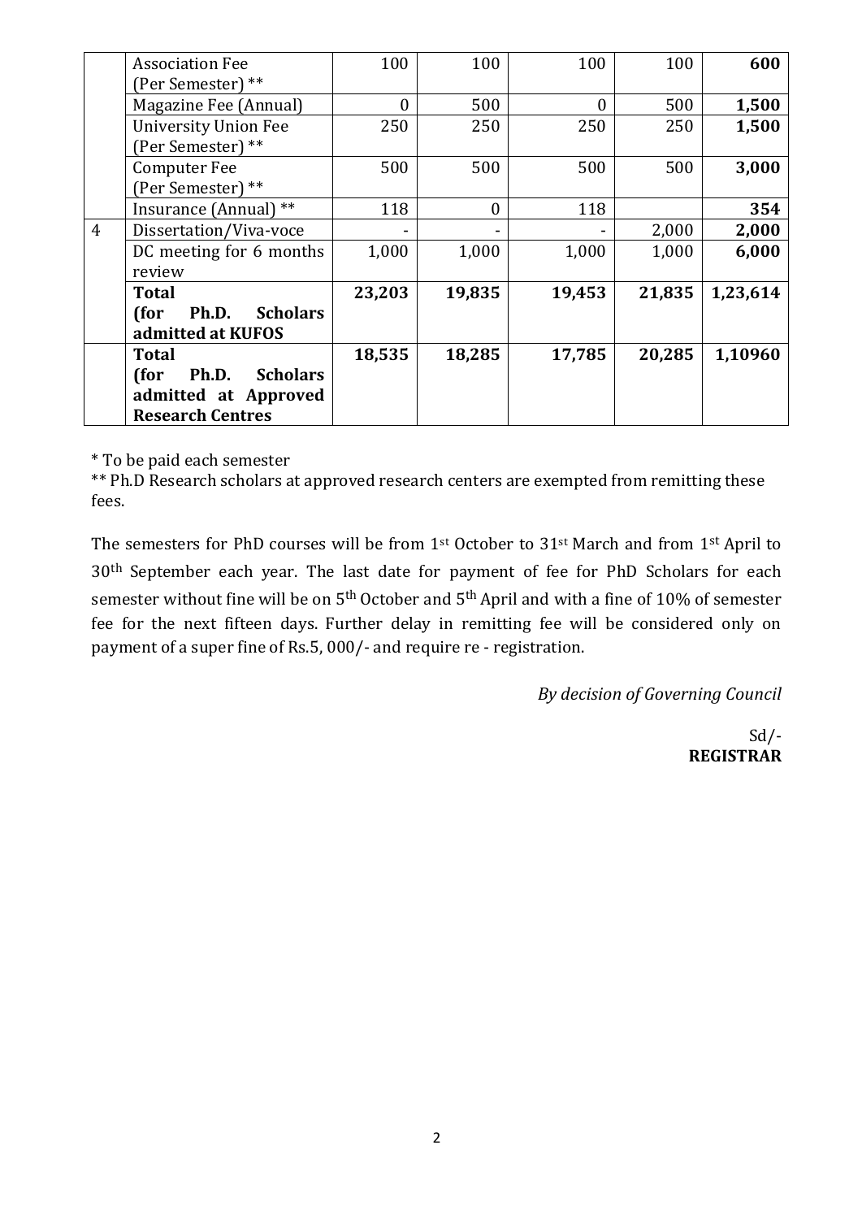| | | | | | | |
|---|---|---|---|---|---|---|
| | Association Fee (Per Semester) ** | 100 | 100 | 100 | 100 | **600** |
| | Magazine Fee (Annual) | 0 | 500 | 0 | 500 | **1,500** |
| | University Union Fee (Per Semester) ** | 250 | 250 | 250 | 250 | **1,500** |
| | Computer Fee (Per Semester) ** | 500 | 500 | 500 | 500 | **3,000** |
| | Insurance (Annual) ** | 118 | 0 | 118 | | **354** |
| 4 | Dissertation/Viva-voce | - | - | - | 2,000 | **2,000** |
| | DC meeting for 6 months review | 1,000 | 1,000 | 1,000 | 1,000 | **6,000** |
| | **Total (for Ph.D. Scholars admitted at KUFOS** | **23,203** | **19,835** | **19,453** | **21,835** | **1,23,614** |
| | **Total (for Ph.D. Scholars admitted at Approved Research Centres** | **18,535** | **18,285** | **17,785** | **20,285** | **1,10960** |

* To be paid each semester

** Ph.D Research scholars at approved research centers are exempted from remitting these fees.

The semesters for PhD courses will be from 1st October to 31st March and from 1st April to 30th September each year. The last date for payment of fee for PhD Scholars for each semester without fine will be on 5th October and 5th April and with a fine of 10% of semester fee for the next fifteen days. Further delay in remitting fee will be considered only on payment of a super fine of Rs.5, 000/- and require re - registration.

*By decision of Governing Council*

Sd/-
**REGISTRAR**